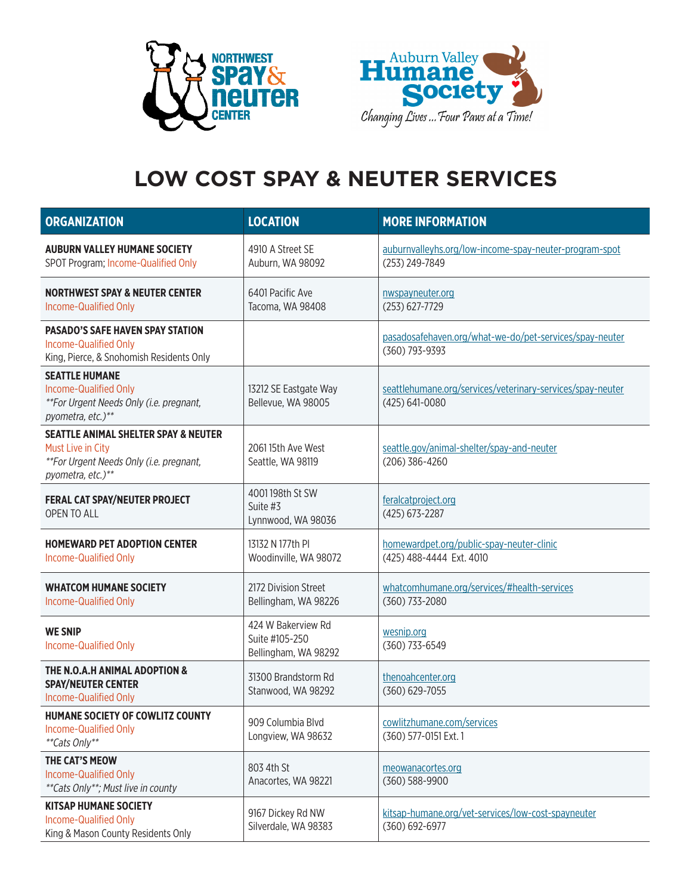# LOW COST SPAY & NEUTER SERVICES

| ORGANIZATION | LOCATION | MORE INFORMATION |
|---|---|---|
| **AUBURN VALLEY HUMANE SOCIETY**<br>SPOT Program; Income-Qualified Only | 4910 A Street SE<br>Auburn, WA 98092 | auburnvalleyhs.org/low-income-spay-neuter-program-spot<br>(253) 249-7849 |
| **NORTHWEST SPAY & NEUTER CENTER**<br>Income-Qualified Only | 6401 Pacific Ave<br>Tacoma, WA 98408 | nwspayneuter.org<br>(253) 627-7729 |
| **PASADO'S SAFE HAVEN SPAY STATION**<br>Income-Qualified Only<br>King, Pierce, & Snohomish Residents Only | | pasadosafehaven.org/what-we-do/pet-services/spay-neuter<br>(360) 793-9393 |
| **SEATTLE HUMANE**<br>Income-Qualified Only<br>*\*\*For Urgent Needs Only (i.e. pregnant, pyometra, etc.)\*\** | 13212 SE Eastgate Way<br>Bellevue, WA 98005 | seattlehumane.org/services/veterinary-services/spay-neuter<br>(425) 641-0080 |
| **SEATTLE ANIMAL SHELTER SPAY & NEUTER**<br>Must Live in City<br>*\*\*For Urgent Needs Only (i.e. pregnant, pyometra, etc.)\*\** | 2061 15th Ave West<br>Seattle, WA 98119 | seattle.gov/animal-shelter/spay-and-neuter<br>(206) 386-4260 |
| **FERAL CAT SPAY/NEUTER PROJECT**<br>OPEN TO ALL | 4001 198th St SW<br>Suite #3<br>Lynnwood, WA 98036 | feralcatproject.org<br>(425) 673-2287 |
| **HOMEWARD PET ADOPTION CENTER**<br>Income-Qualified Only | 13132 N 177th Pl<br>Woodinville, WA 98072 | homewardpet.org/public-spay-neuter-clinic<br>(425) 488-4444 Ext. 4010 |
| **WHATCOM HUMANE SOCIETY**<br>Income-Qualified Only | 2172 Division Street<br>Bellingham, WA 98226 | whatcomhumane.org/services/#health-services<br>(360) 733-2080 |
| **WE SNIP**<br>Income-Qualified Only | 424 W Bakerview Rd<br>Suite #105-250<br>Bellingham, WA 98292 | wesnip.org<br>(360) 733-6549 |
| **THE N.O.A.H ANIMAL ADOPTION & SPAY/NEUTER CENTER**<br>Income-Qualified Only | 31300 Brandstorm Rd<br>Stanwood, WA 98292 | thenoahcenter.org<br>(360) 629-7055 |
| **HUMANE SOCIETY OF COWLITZ COUNTY**<br>Income-Qualified Only<br>*\*\*Cats Only\*\** | 909 Columbia Blvd<br>Longview, WA 98632 | cowlitzhumane.com/services<br>(360) 577-0151 Ext. 1 |
| **THE CAT'S MEOW**<br>Income-Qualified Only<br>*\*\*Cats Only\*\*; Must live in county* | 803 4th St<br>Anacortes, WA 98221 | meowanacortes.org<br>(360) 588-9900 |
| **KITSAP HUMANE SOCIETY**<br>Income-Qualified Only<br>King & Mason County Residents Only | 9167 Dickey Rd NW<br>Silverdale, WA 98383 | kitsap-humane.org/vet-services/low-cost-spayneuter<br>(360) 692-6977 |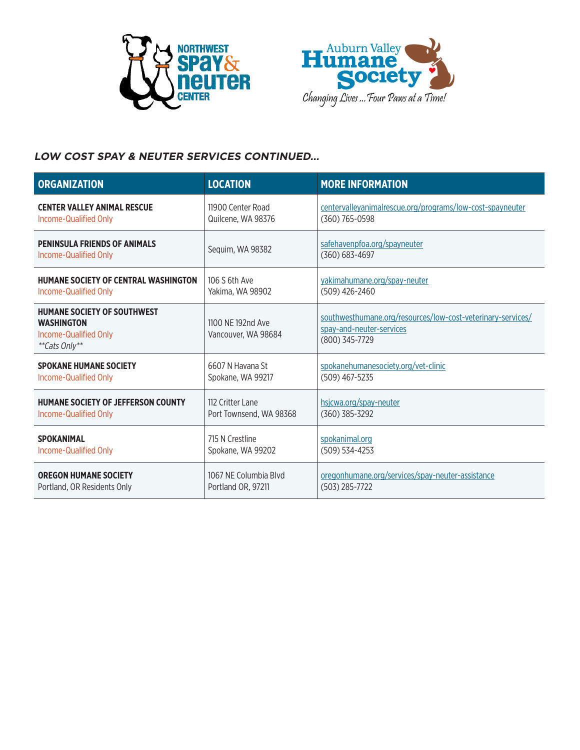***LOW COST SPAY & NEUTER SERVICES CONTINUED...***

| ORGANIZATION | LOCATION | MORE INFORMATION |
|---|---|---|
| **CENTER VALLEY ANIMAL RESCUE**<br>Income-Qualified Only | 11900 Center Road<br>Quilcene, WA 98376 | centervalleyanimalrescue.org/programs/low-cost-spayneuter<br>(360) 765-0598 |
| **PENINSULA FRIENDS OF ANIMALS**<br>Income-Qualified Only | Sequim, WA 98382 | safehavenpfoa.org/spayneuter<br>(360) 683-4697 |
| **HUMANE SOCIETY OF CENTRAL WASHINGTON**<br>Income-Qualified Only | 106 S 6th Ave<br>Yakima, WA 98902 | yakimahumane.org/spay-neuter<br>(509) 426-2460 |
| **HUMANE SOCIETY OF SOUTHWEST WASHINGTON**<br>Income-Qualified Only<br>*\*\*Cats Only\*\** | 1100 NE 192nd Ave<br>Vancouver, WA 98684 | southwesthumane.org/resources/low-cost-veterinary-services/spay-and-neuter-services<br>(800) 345-7729 |
| **SPOKANE HUMANE SOCIETY**<br>Income-Qualified Only | 6607 N Havana St<br>Spokane, WA 99217 | spokanehumanesociety.org/vet-clinic<br>(509) 467-5235 |
| **HUMANE SOCIETY OF JEFFERSON COUNTY**<br>Income-Qualified Only | 112 Critter Lane<br>Port Townsend, WA 98368 | hsjcwa.org/spay-neuter<br>(360) 385-3292 |
| **SPOKANIMAL**<br>Income-Qualified Only | 715 N Crestline<br>Spokane, WA 99202 | spokanimal.org<br>(509) 534-4253 |
| **OREGON HUMANE SOCIETY**<br>Portland, OR Residents Only | 1067 NE Columbia Blvd<br>Portland OR, 97211 | oregonhumane.org/services/spay-neuter-assistance<br>(503) 285-7722 |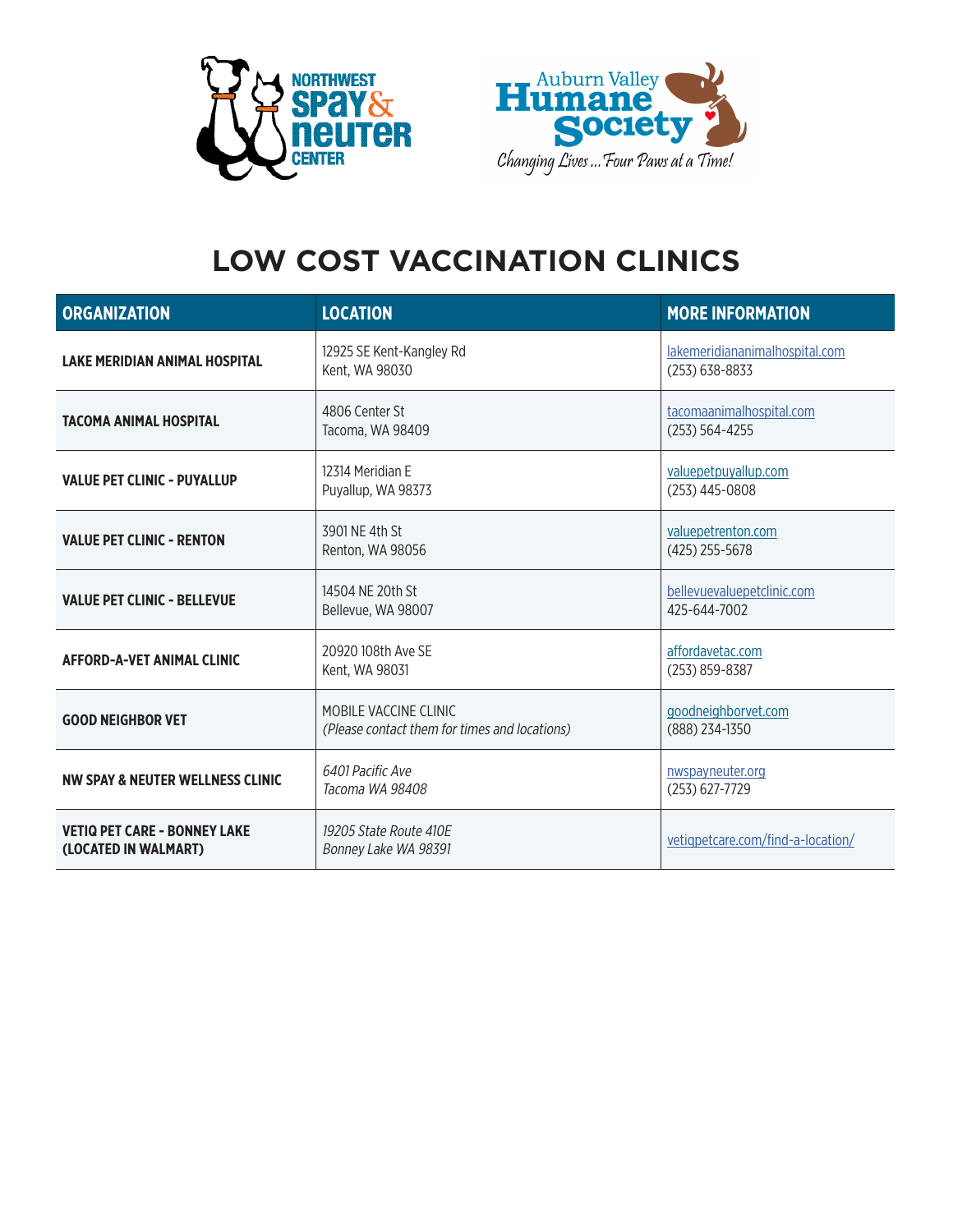# LOW COST VACCINATION CLINICS

| ORGANIZATION | LOCATION | MORE INFORMATION |
|---|---|---|
| **LAKE MERIDIAN ANIMAL HOSPITAL** | 12925 SE Kent-Kangley Rd<br>Kent, WA 98030 | lakemeridiananimalhospital.com<br>(253) 638-8833 |
| **TACOMA ANIMAL HOSPITAL** | 4806 Center St<br>Tacoma, WA 98409 | tacomaanimalhospital.com<br>(253) 564-4255 |
| **VALUE PET CLINIC - PUYALLUP** | 12314 Meridian E<br>Puyallup, WA 98373 | valuepetpuyallup.com<br>(253) 445-0808 |
| **VALUE PET CLINIC - RENTON** | 3901 NE 4th St<br>Renton, WA 98056 | valuepetrenton.com<br>(425) 255-5678 |
| **VALUE PET CLINIC - BELLEVUE** | 14504 NE 20th St<br>Bellevue, WA 98007 | bellevuevaluepetclinic.com<br>425-644-7002 |
| **AFFORD-A-VET ANIMAL CLINIC** | 20920 108th Ave SE<br>Kent, WA 98031 | affordavetac.com<br>(253) 859-8387 |
| **GOOD NEIGHBOR VET** | MOBILE VACCINE CLINIC<br>*(Please contact them for times and locations)* | goodneighborvet.com<br>(888) 234-1350 |
| **NW SPAY & NEUTER WELLNESS CLINIC** | *6401 Pacific Ave*<br>*Tacoma WA 98408* | nwspayneuter.org<br>(253) 627-7729 |
| **VETIQ PET CARE - BONNEY LAKE (LOCATED IN WALMART)** | *19205 State Route 410E*<br>*Bonney Lake WA 98391* | vetiqpetcare.com/find-a-location/ |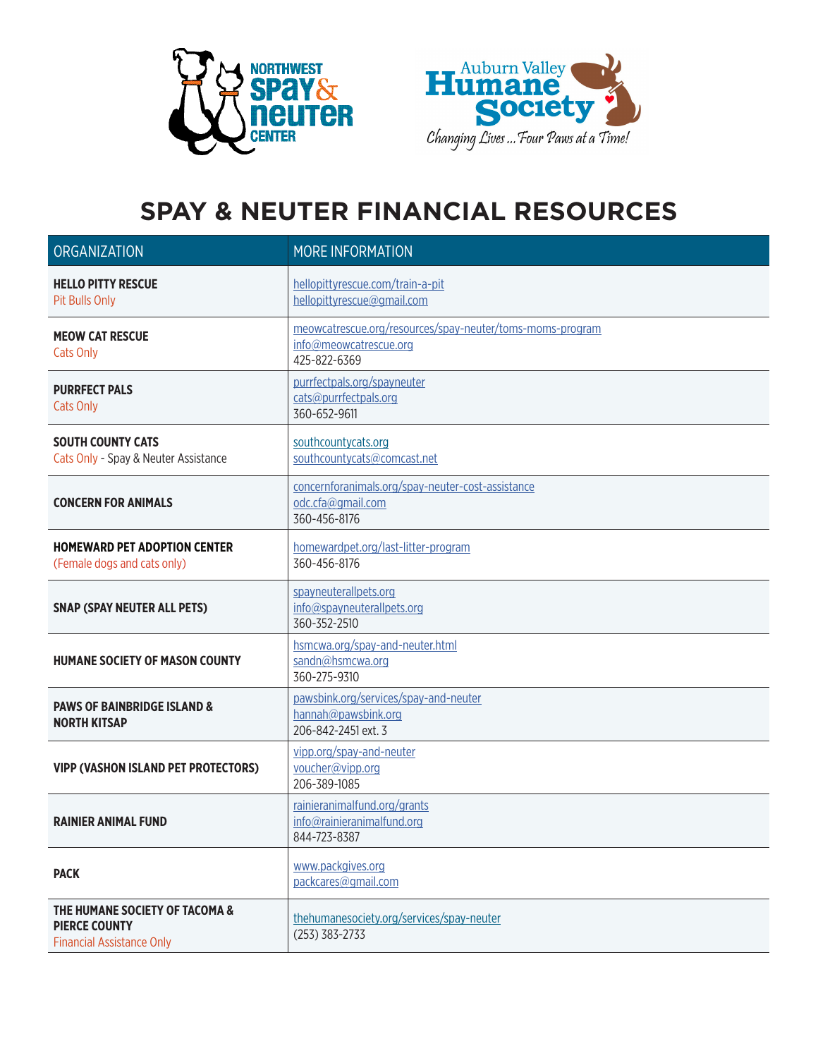# SPAY & NEUTER FINANCIAL RESOURCES

| ORGANIZATION | MORE INFORMATION |
|---|---|
| **HELLO PITTY RESCUE**<br>Pit Bulls Only | hellopittyrescue.com/train-a-pit<br>hellopittyrescue@gmail.com |
| **MEOW CAT RESCUE**<br>Cats Only | meowcatrescue.org/resources/spay-neuter/toms-moms-program<br>info@meowcatrescue.org<br>425-822-6369 |
| **PURRFECT PALS**<br>Cats Only | purrfectpals.org/spayneuter<br>cats@purrfectpals.org<br>360-652-9611 |
| **SOUTH COUNTY CATS**<br>Cats Only - Spay & Neuter Assistance | southcountycats.org<br>southcountycats@comcast.net |
| **CONCERN FOR ANIMALS** | concernforanimals.org/spay-neuter-cost-assistance<br>odc.cfa@gmail.com<br>360-456-8176 |
| **HOMEWARD PET ADOPTION CENTER**<br>(Female dogs and cats only) | homewardpet.org/last-litter-program<br>360-456-8176 |
| **SNAP (SPAY NEUTER ALL PETS)** | spayneuterallpets.org<br>info@spayneuterallpets.org<br>360-352-2510 |
| **HUMANE SOCIETY OF MASON COUNTY** | hsmcwa.org/spay-and-neuter.html<br>sandn@hsmcwa.org<br>360-275-9310 |
| **PAWS OF BAINBRIDGE ISLAND & NORTH KITSAP** | pawsbink.org/services/spay-and-neuter<br>hannah@pawsbink.org<br>206-842-2451 ext. 3 |
| **VIPP (VASHON ISLAND PET PROTECTORS)** | vipp.org/spay-and-neuter<br>voucher@vipp.org<br>206-389-1085 |
| **RAINIER ANIMAL FUND** | rainieranimalfund.org/grants<br>info@rainieranimalfund.org<br>844-723-8387 |
| **PACK** | www.packgives.org<br>packcares@gmail.com |
| **THE HUMANE SOCIETY OF TACOMA & PIERCE COUNTY**<br>Financial Assistance Only | thehumanesociety.org/services/spay-neuter<br>(253) 383-2733 |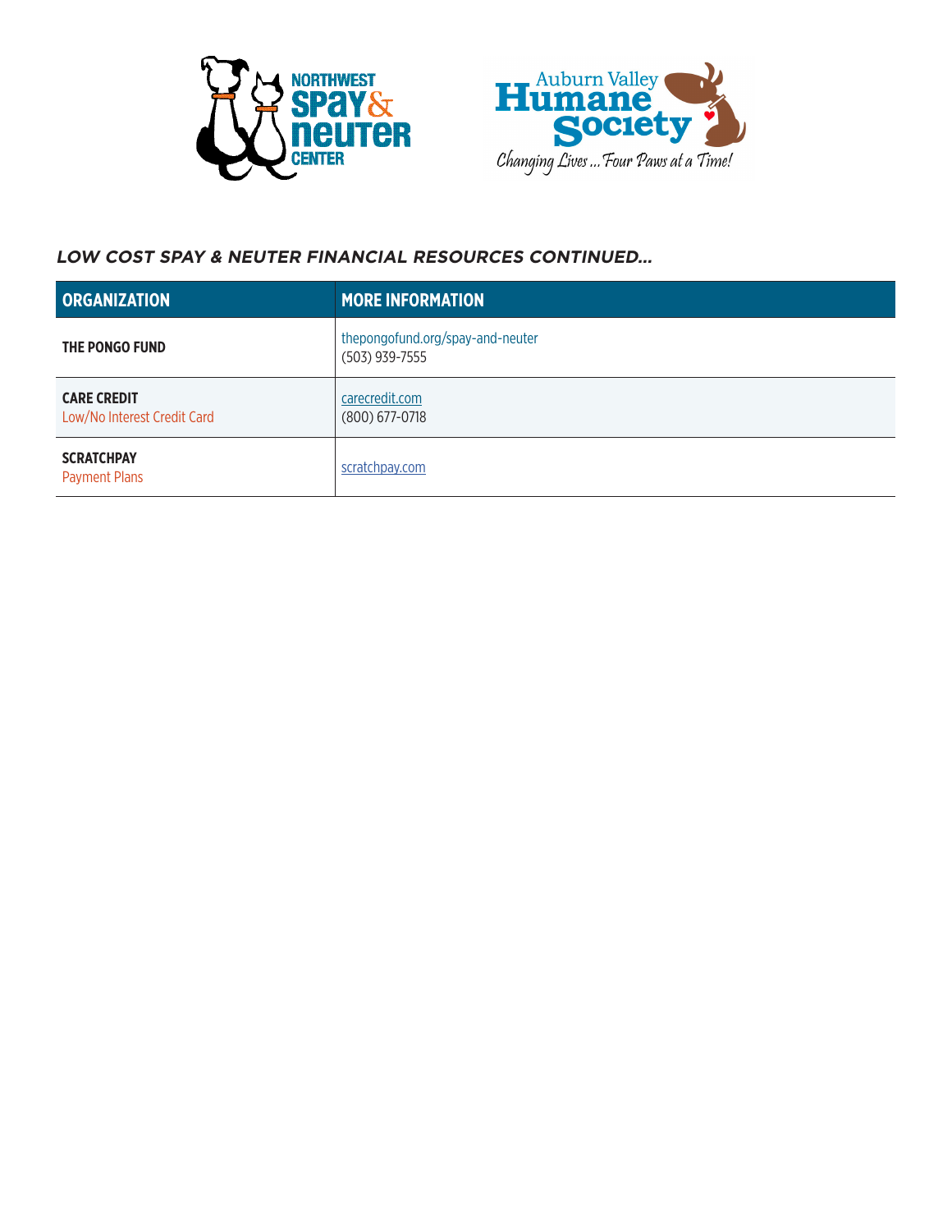*LOW COST SPAY & NEUTER FINANCIAL RESOURCES CONTINUED...*

| ORGANIZATION | MORE INFORMATION |
|---|---|
| **THE PONGO FUND** | thepongofund.org/spay-and-neuter<br>(503) 939-7555 |
| **CARE CREDIT**<br>Low/No Interest Credit Card | carecredit.com<br>(800) 677-0718 |
| **SCRATCHPAY**<br>Payment Plans | scratchpay.com |